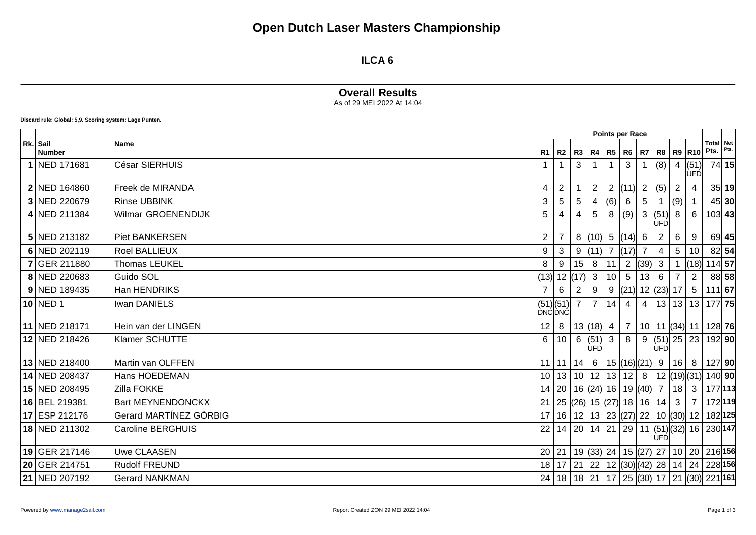# Open Dutch Laser Masters Championship

## ILCA 6

### Overall Results

As of 29 MEI 2022 At 14:04

**Discard rule: Global: 5,9. Scoring system: Lage Punten.**

| Rk. | Sail Number | Name | R1 | R2 | R3 | R4 | R5 | R6 | R7 | R8 | R9 | R10 | Total Pts. | Net Pts. |
|---|---|---|---|---|---|---|---|---|---|---|---|---|---|---|
| | | | Points per Race | | | | | | | | | | | |
| **1** | NED 171681 | César SIERHUIS | 1 | 1 | 3 | 1 | 1 | 3 | 1 | (8) | 4 | (51) UFD | 74 | **15** |
| **2** | NED 164860 | Freek de MIRANDA | 4 | 2 | 1 | 2 | 2 | (11) | 2 | (5) | 2 | 4 | 35 | **19** |
| **3** | NED 220679 | Rinse UBBINK | 3 | 5 | 5 | 4 | (6) | 6 | 5 | 1 | (9) | 1 | 45 | **30** |
| **4** | NED 211384 | Wilmar GROENENDIJK | 5 | 4 | 4 | 5 | 8 | (9) | 3 | (51) UFD | 8 | 6 | 103 | **43** |
| **5** | NED 213182 | Piet BANKERSEN | 2 | 7 | 8 | (10) | 5 | (14) | 6 | 2 | 6 | 9 | 69 | **45** |
| **6** | NED 202119 | Roel BALLIEUX | 9 | 3 | 9 | (11) | 7 | (17) | 7 | 4 | 5 | 10 | 82 | **54** |
| **7** | GER 211880 | Thomas LEUKEL | 8 | 9 | 15 | 8 | 11 | 2 | (39) | 3 | 1 | (18) | 114 | **57** |
| **8** | NED 220683 | Guido SOL | (13) | 12 | (17) | 3 | 10 | 5 | 13 | 6 | 7 | 2 | 88 | **58** |
| **9** | NED 189435 | Han HENDRIKS | 7 | 6 | 2 | 9 | 9 | (21) | 12 | (23) | 17 | 5 | 111 | **67** |
| **10** | NED 1 | Iwan DANIELS | (51) DNC | (51) DNC | 7 | 7 | 14 | 4 | 4 | 13 | 13 | 13 | 177 | **75** |
| **11** | NED 218171 | Hein van der LINGEN | 12 | 8 | 13 | (18) | 4 | 7 | 10 | 11 | (34) | 11 | 128 | **76** |
| **12** | NED 218426 | Klamer SCHUTTE | 6 | 10 | 6 | (51) UFD | 3 | 8 | 9 | (51) UFD | 25 | 23 | 192 | **90** |
| **13** | NED 218400 | Martin van OLFFEN | 11 | 11 | 14 | 6 | 15 | (16) | (21) | 9 | 16 | 8 | 127 | **90** |
| **14** | NED 208437 | Hans HOEDEMAN | 10 | 13 | 10 | 12 | 13 | 12 | 8 | 12 | (19) | (31) | 140 | **90** |
| **15** | NED 208495 | Zilla FOKKE | 14 | 20 | 16 | (24) | 16 | 19 | (40) | 7 | 18 | 3 | 177 | **113** |
| **16** | BEL 219381 | Bart MEYNENDONCKX | 21 | 25 | (26) | 15 | (27) | 18 | 16 | 14 | 3 | 7 | 172 | **119** |
| **17** | ESP 212176 | Gerard MARTÍNEZ GÖRBIG | 17 | 16 | 12 | 13 | 23 | (27) | 22 | 10 | (30) | 12 | 182 | **125** |
| **18** | NED 211302 | Caroline BERGHUIS | 22 | 14 | 20 | 14 | 21 | 29 | 11 | (51) UFD | (32) | 16 | 230 | **147** |
| **19** | GER 217146 | Uwe CLAASEN | 20 | 21 | 19 | (33) | 24 | 15 | (27) | 27 | 10 | 20 | 216 | **156** |
| **20** | GER 214751 | Rudolf FREUND | 18 | 17 | 21 | 22 | 12 | (30) | (42) | 28 | 14 | 24 | 228 | **156** |
| **21** | NED 207192 | Gerard NANKMAN | 24 | 18 | 18 | 21 | 17 | 25 | (30) | 17 | 21 | (30) | 221 | **161** |

Powered by www.manage2sail.com

Report Created ZON 29 MEI 2022 14:04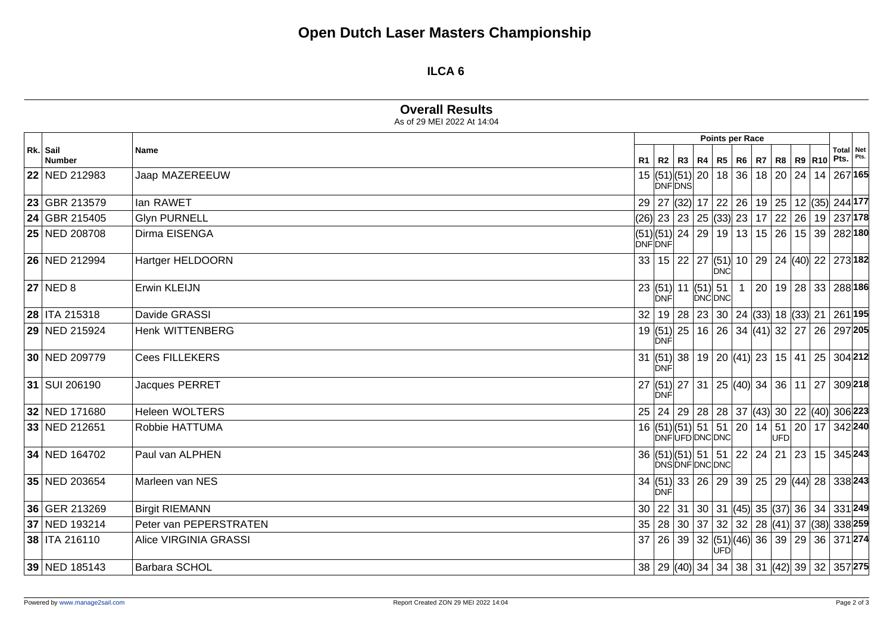# Open Dutch Laser Masters Championship

## ILCA 6

### Overall Results

As of 29 MEI 2022 At 14:04

| Rk. | Sail Number | Name | Points per Race | | | | | | | | | | Total Pts. | Net Pts. |
|---|---|---|---|---|---|---|---|---|---|---|---|---|---|---|
| | | | R1 | R2 | R3 | R4 | R5 | R6 | R7 | R8 | R9 | R10 | | |
| **22** | NED 212983 | Jaap MAZEREEUW | 15 | (51) DNF | (51) DNS | 20 | 18 | 36 | 18 | 20 | 24 | 14 | 267 | **165** |
| **23** | GBR 213579 | Ian RAWET | 29 | 27 | (32) | 17 | 22 | 26 | 19 | 25 | 12 | (35) | 244 | **177** |
| **24** | GBR 215405 | Glyn PURNELL | (26) | 23 | 23 | 25 | (33) | 23 | 17 | 22 | 26 | 19 | 237 | **178** |
| **25** | NED 208708 | Dirma EISENGA | (51) DNF | (51) DNF | 24 | 29 | 19 | 13 | 15 | 26 | 15 | 39 | 282 | **180** |
| **26** | NED 212994 | Hartger HELDOORN | 33 | 15 | 22 | 27 | (51) DNC | 10 | 29 | 24 | (40) | 22 | 273 | **182** |
| **27** | NED 8 | Erwin KLEIJN | 23 | (51) DNF | 11 | (51) DNC | 51 DNC | 1 | 20 | 19 | 28 | 33 | 288 | **186** |
| **28** | ITA 215318 | Davide GRASSI | 32 | 19 | 28 | 23 | 30 | 24 | (33) | 18 | (33) | 21 | 261 | **195** |
| **29** | NED 215924 | Henk WITTENBERG | 19 | (51) DNF | 25 | 16 | 26 | 34 | (41) | 32 | 27 | 26 | 297 | **205** |
| **30** | NED 209779 | Cees FILLEKERS | 31 | (51) DNF | 38 | 19 | 20 | (41) | 23 | 15 | 41 | 25 | 304 | **212** |
| **31** | SUI 206190 | Jacques PERRET | 27 | (51) DNF | 27 | 31 | 25 | (40) | 34 | 36 | 11 | 27 | 309 | **218** |
| **32** | NED 171680 | Heleen WOLTERS | 25 | 24 | 29 | 28 | 28 | 37 | (43) | 30 | 22 | (40) | 306 | **223** |
| **33** | NED 212651 | Robbie HATTUMA | 16 | (51) DNF | (51) UFD | 51 DNC | 51 DNC | 20 | 14 | 51 UFD | 20 | 17 | 342 | **240** |
| **34** | NED 164702 | Paul van ALPHEN | 36 | (51) DNS | (51) DNF | 51 DNC | 51 DNC | 22 | 24 | 21 | 23 | 15 | 345 | **243** |
| **35** | NED 203654 | Marleen van NES | 34 | (51) DNF | 33 | 26 | 29 | 39 | 25 | 29 | (44) | 28 | 338 | **243** |
| **36** | GER 213269 | Birgit RIEMANN | 30 | 22 | 31 | 30 | 31 | (45) | 35 | (37) | 36 | 34 | 331 | **249** |
| **37** | NED 193214 | Peter van PEPERSTRATEN | 35 | 28 | 30 | 37 | 32 | 32 | 28 | (41) | 37 | (38) | 338 | **259** |
| **38** | ITA 216110 | Alice VIRGINIA GRASSI | 37 | 26 | 39 | 32 | (51) UFD | (46) | 36 | 39 | 29 | 36 | 371 | **274** |
| **39** | NED 185143 | Barbara SCHOL | 38 | 29 | (40) | 34 | 34 | 38 | 31 | (42) | 39 | 32 | 357 | **275** |

Powered by www.manage2sail.com

Report Created ZON 29 MEI 2022 14:04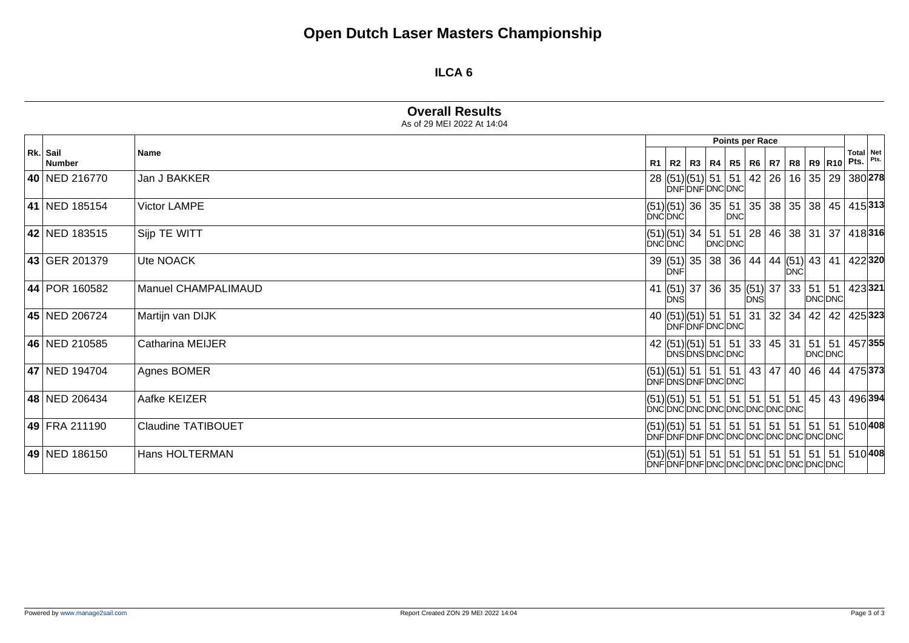# Open Dutch Laser Masters Championship

## ILCA 6

### Overall Results

As of 29 MEI 2022 At 14:04

| Rk. | Sail Number | Name | Points per Race | | | | | | | | | | Total Pts. | Net Pts. |
|---|---|---|---|---|---|---|---|---|---|---|---|---|---|---|
| | | | R1 | R2 | R3 | R4 | R5 | R6 | R7 | R8 | R9 | R10 | | |
| **40** | NED 216770 | Jan J BAKKER | 28 | (51) DNF | (51) DNF | 51 DNC | 51 DNC | 42 | 26 | 16 | 35 | 29 | 380 | **278** |
| **41** | NED 185154 | Victor LAMPE | (51) DNC | (51) DNC | 36 | 35 | 51 DNC | 35 | 38 | 35 | 38 | 45 | 415 | **313** |
| **42** | NED 183515 | Sijp TE WITT | (51) DNC | (51) DNC | 34 | 51 DNC | 51 DNC | 28 | 46 | 38 | 31 | 37 | 418 | **316** |
| **43** | GER 201379 | Ute NOACK | 39 | (51) DNF | 35 | 38 | 36 | 44 | 44 | (51) DNC | 43 | 41 | 422 | **320** |
| **44** | POR 160582 | Manuel CHAMPALIMAUD | 41 | (51) DNS | 37 | 36 | 35 | (51) DNS | 37 | 33 | 51 DNC | 51 DNC | 423 | **321** |
| **45** | NED 206724 | Martijn van DIJK | 40 | (51) DNF | (51) DNF | 51 DNC | 51 DNC | 31 | 32 | 34 | 42 | 42 | 425 | **323** |
| **46** | NED 210585 | Catharina MEIJER | 42 | (51) DNS | (51) DNS | 51 DNC | 51 DNC | 33 | 45 | 31 | 51 DNC | 51 DNC | 457 | **355** |
| **47** | NED 194704 | Agnes BOMER | (51) DNF | (51) DNS | 51 DNF | 51 DNC | 51 DNC | 43 | 47 | 40 | 46 | 44 | 475 | **373** |
| **48** | NED 206434 | Aafke KEIZER | (51) DNC | (51) DNC | 51 DNC | 51 DNC | 51 DNC | 51 DNC | 51 DNC | 51 DNC | 45 | 43 | 496 | **394** |
| **49** | FRA 211190 | Claudine TATIBOUET | (51) DNF | (51) DNF | 51 DNF | 51 DNC | 51 DNC | 51 DNC | 51 DNC | 51 DNC | 51 DNC | 51 DNC | 510 | **408** |
| **49** | NED 186150 | Hans HOLTERMAN | (51) DNF | (51) DNF | 51 DNF | 51 DNC | 51 DNC | 51 DNC | 51 DNC | 51 DNC | 51 DNC | 51 DNC | 510 | **408** |

Powered by www.manage2sail.com

Report Created ZON 29 MEI 2022 14:04